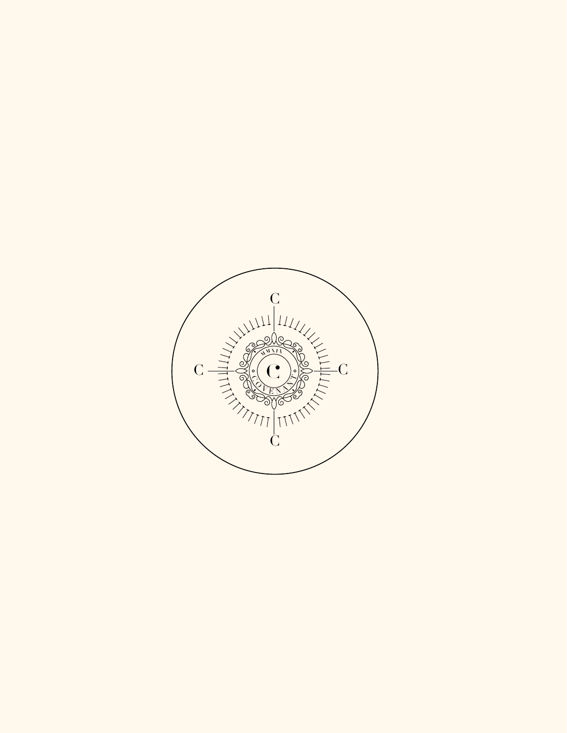MMXIX

COVENANT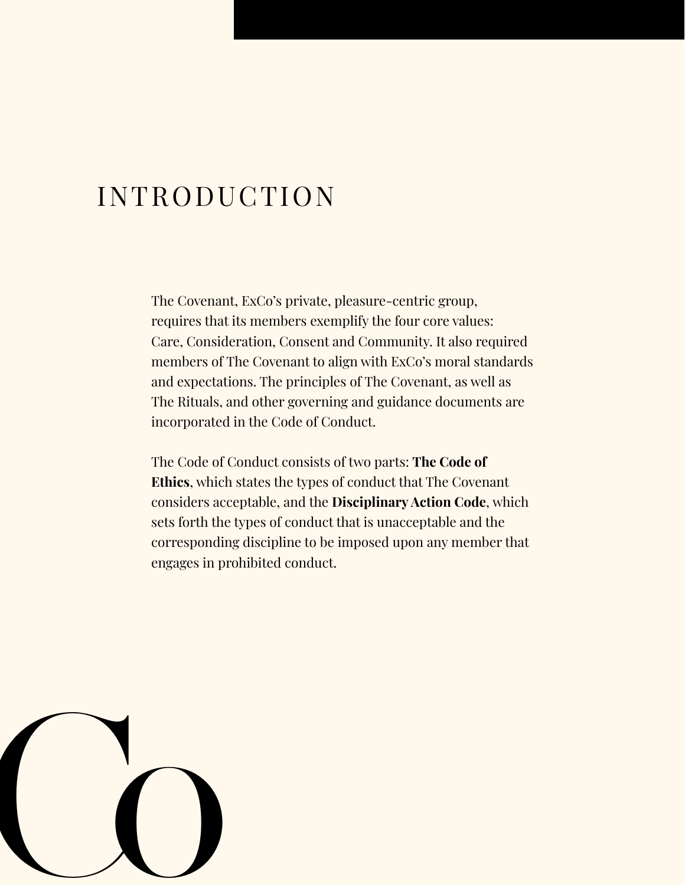# INTRODUCTION

The Covenant, ExCo's private, pleasure-centric group, requires that its members exemplify the four core values: Care, Consideration, Consent and Community. It also required members of The Covenant to align with ExCo's moral standards and expectations. The principles of The Covenant, as well as The Rituals, and other governing and guidance documents are incorporated in the Code of Conduct.

The Code of Conduct consists of two parts: **The Code of Ethics**, which states the types of conduct that The Covenant considers acceptable, and the **Disciplinary Action Code**, which sets forth the types of conduct that is unacceptable and the corresponding discipline to be imposed upon any member that engages in prohibited conduct.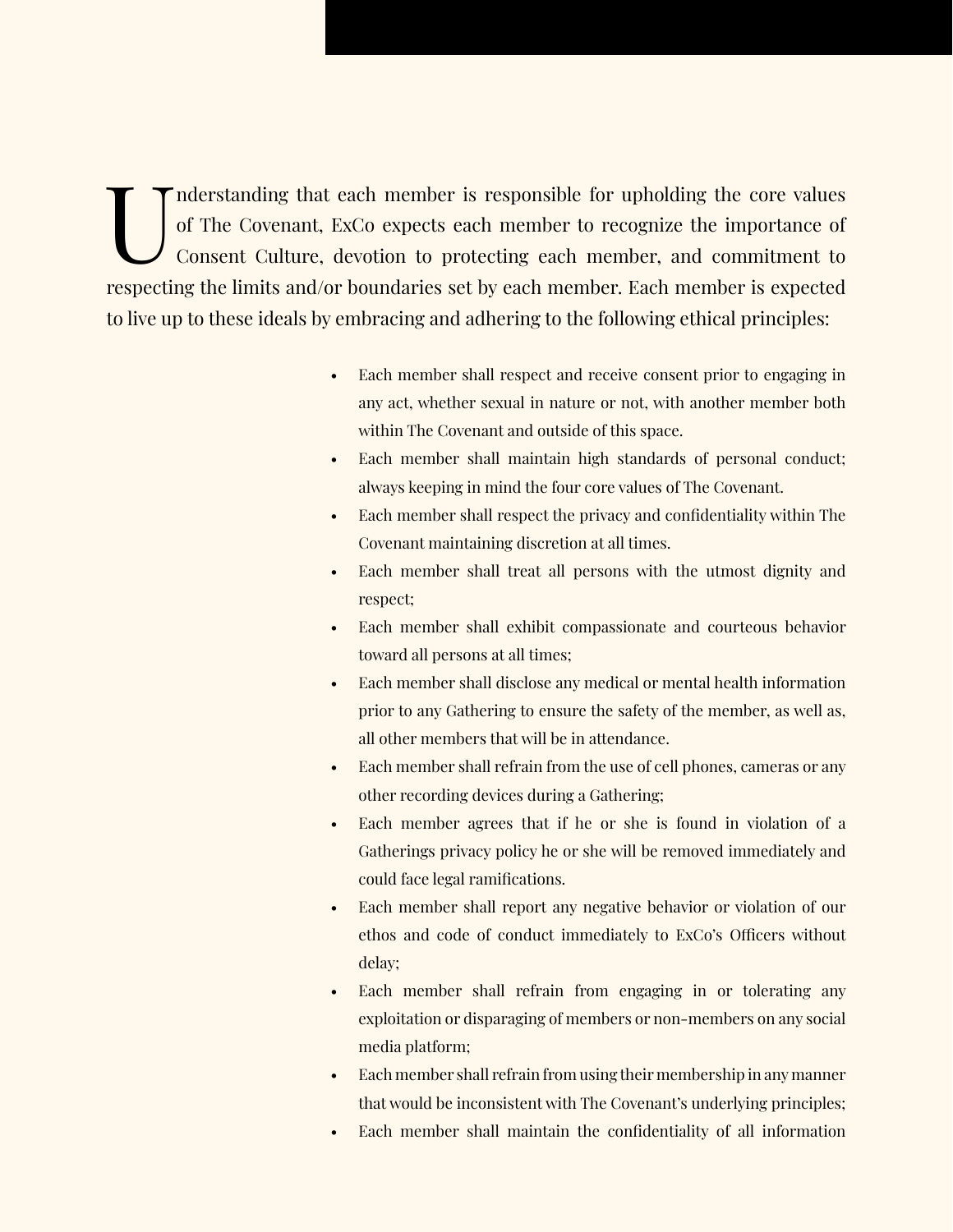Understanding that each member is responsible for upholding the core values of The Covenant, ExCo expects each member to recognize the importance of Consent Culture, devotion to protecting each member, and commitment to respecting the limits and/or boundaries set by each member. Each member is expected to live up to these ideals by embracing and adhering to the following ethical principles:

- Each member shall respect and receive consent prior to engaging in any act, whether sexual in nature or not, with another member both within The Covenant and outside of this space.
- Each member shall maintain high standards of personal conduct; always keeping in mind the four core values of The Covenant.
- Each member shall respect the privacy and confidentiality within The Covenant maintaining discretion at all times.
- Each member shall treat all persons with the utmost dignity and respect;
- Each member shall exhibit compassionate and courteous behavior toward all persons at all times;
- Each member shall disclose any medical or mental health information prior to any Gathering to ensure the safety of the member, as well as, all other members that will be in attendance.
- Each member shall refrain from the use of cell phones, cameras or any other recording devices during a Gathering;
- Each member agrees that if he or she is found in violation of a Gatherings privacy policy he or she will be removed immediately and could face legal ramifications.
- Each member shall report any negative behavior or violation of our ethos and code of conduct immediately to ExCo's Officers without delay;
- Each member shall refrain from engaging in or tolerating any exploitation or disparaging of members or non-members on any social media platform;
- Each member shall refrain from using their membership in any manner that would be inconsistent with The Covenant's underlying principles;
- Each member shall maintain the confidentiality of all information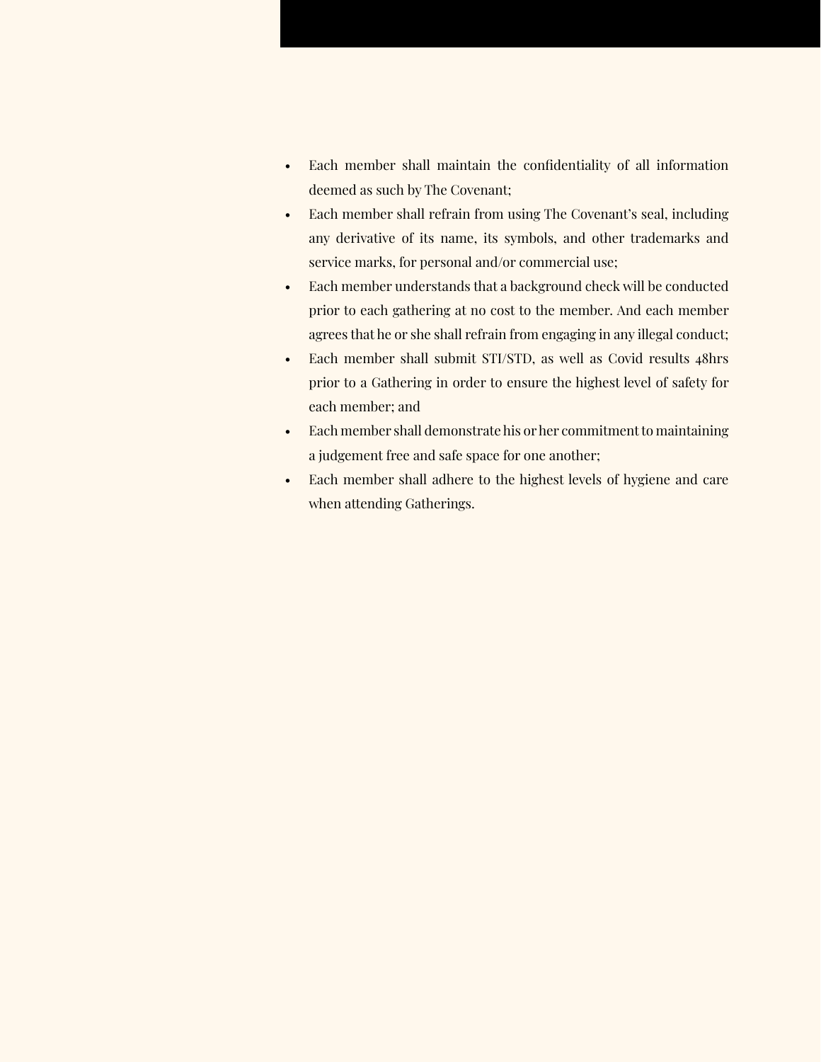- Each member shall maintain the confidentiality of all information deemed as such by The Covenant;
- Each member shall refrain from using The Covenant's seal, including any derivative of its name, its symbols, and other trademarks and service marks, for personal and/or commercial use;
- Each member understands that a background check will be conducted prior to each gathering at no cost to the member. And each member agrees that he or she shall refrain from engaging in any illegal conduct;
- Each member shall submit STI/STD, as well as Covid results 48hrs prior to a Gathering in order to ensure the highest level of safety for each member; and
- Each member shall demonstrate his or her commitment to maintaining a judgement free and safe space for one another;
- Each member shall adhere to the highest levels of hygiene and care when attending Gatherings.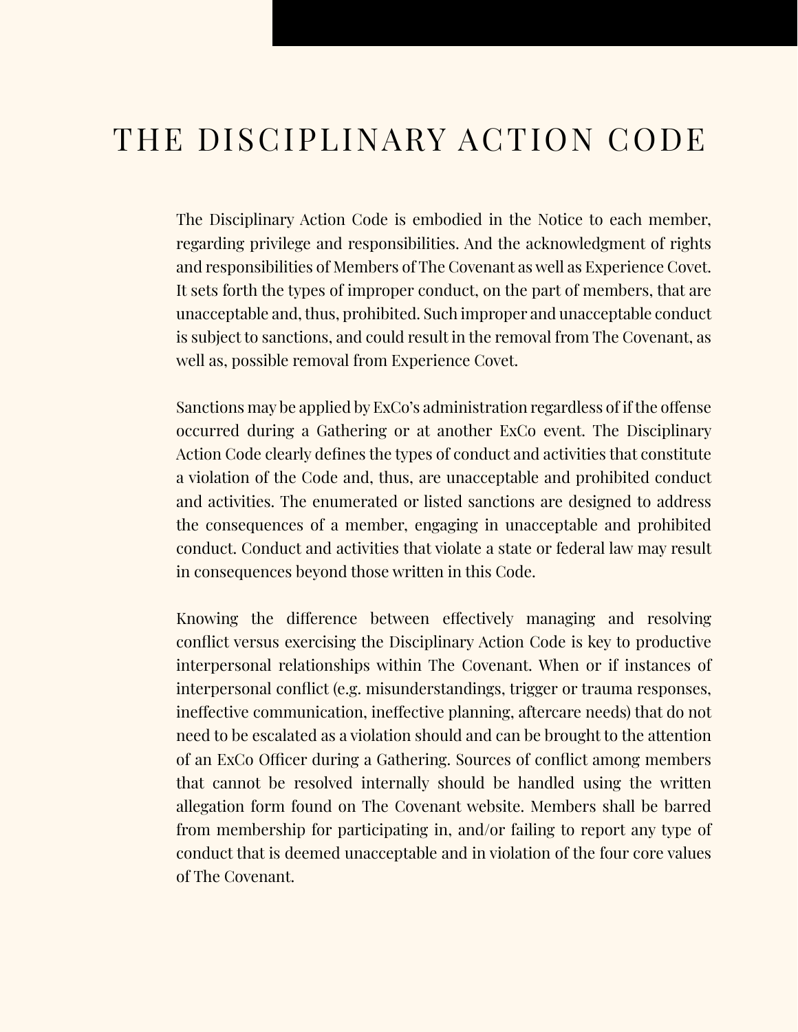# THE DISCIPLINARY ACTION CODE

The Disciplinary Action Code is embodied in the Notice to each member, regarding privilege and responsibilities. And the acknowledgment of rights and responsibilities of Members of The Covenant as well as Experience Covet. It sets forth the types of improper conduct, on the part of members, that are unacceptable and, thus, prohibited. Such improper and unacceptable conduct is subject to sanctions, and could result in the removal from The Covenant, as well as, possible removal from Experience Covet.

Sanctions may be applied by ExCo's administration regardless of if the offense occurred during a Gathering or at another ExCo event. The Disciplinary Action Code clearly defines the types of conduct and activities that constitute a violation of the Code and, thus, are unacceptable and prohibited conduct and activities. The enumerated or listed sanctions are designed to address the consequences of a member, engaging in unacceptable and prohibited conduct. Conduct and activities that violate a state or federal law may result in consequences beyond those written in this Code.

Knowing the difference between effectively managing and resolving conflict versus exercising the Disciplinary Action Code is key to productive interpersonal relationships within The Covenant. When or if instances of interpersonal conflict (e.g. misunderstandings, trigger or trauma responses, ineffective communication, ineffective planning, aftercare needs) that do not need to be escalated as a violation should and can be brought to the attention of an ExCo Officer during a Gathering. Sources of conflict among members that cannot be resolved internally should be handled using the written allegation form found on The Covenant website. Members shall be barred from membership for participating in, and/or failing to report any type of conduct that is deemed unacceptable and in violation of the four core values of The Covenant.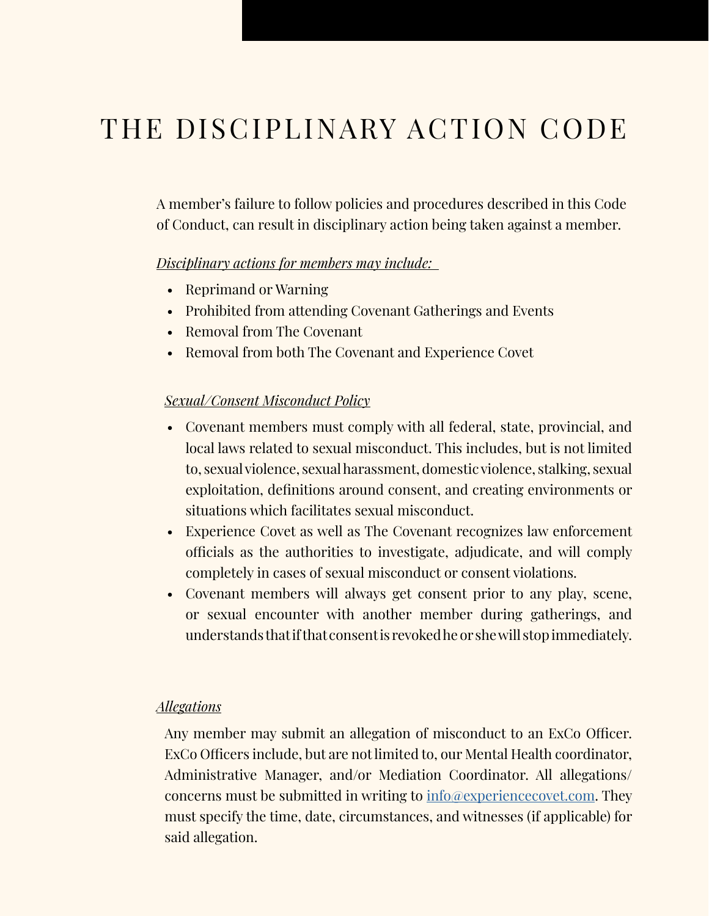# THE DISCIPLINARY ACTION CODE

A member's failure to follow policies and procedures described in this Code of Conduct, can result in disciplinary action being taken against a member.

*Disciplinary actions for members may include:*

- Reprimand or Warning
- Prohibited from attending Covenant Gatherings and Events
- Removal from The Covenant
- Removal from both The Covenant and Experience Covet

*Sexual/Consent Misconduct Policy*

- Covenant members must comply with all federal, state, provincial, and local laws related to sexual misconduct. This includes, but is not limited to, sexual violence, sexual harassment, domestic violence, stalking, sexual exploitation, definitions around consent, and creating environments or situations which facilitates sexual misconduct.
- Experience Covet as well as The Covenant recognizes law enforcement officials as the authorities to investigate, adjudicate, and will comply completely in cases of sexual misconduct or consent violations.
- Covenant members will always get consent prior to any play, scene, or sexual encounter with another member during gatherings, and understands that if that consent is revoked he or she will stop immediately.

*Allegations*

Any member may submit an allegation of misconduct to an ExCo Officer. ExCo Officers include, but are not limited to, our Mental Health coordinator, Administrative Manager, and/or Mediation Coordinator. All allegations/ concerns must be submitted in writing to info@experiencecovet.com. They must specify the time, date, circumstances, and witnesses (if applicable) for said allegation.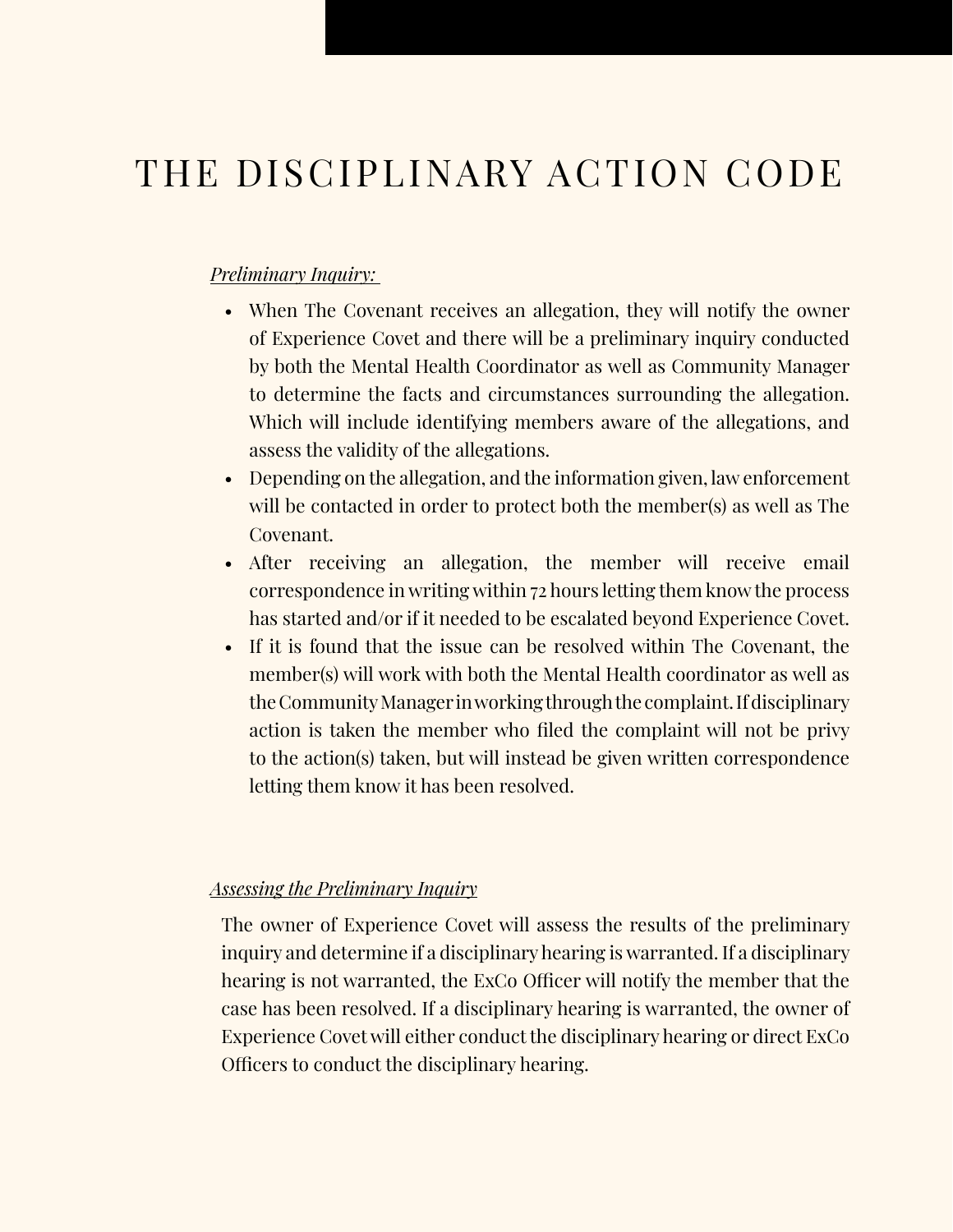# THE DISCIPLINARY ACTION CODE

*Preliminary Inquiry:*

- When The Covenant receives an allegation, they will notify the owner of Experience Covet and there will be a preliminary inquiry conducted by both the Mental Health Coordinator as well as Community Manager to determine the facts and circumstances surrounding the allegation. Which will include identifying members aware of the allegations, and assess the validity of the allegations.
- Depending on the allegation, and the information given, law enforcement will be contacted in order to protect both the member(s) as well as The Covenant.
- After receiving an allegation, the member will receive email correspondence in writing within 72 hours letting them know the process has started and/or if it needed to be escalated beyond Experience Covet.
- If it is found that the issue can be resolved within The Covenant, the member(s) will work with both the Mental Health coordinator as well as the Community Manager in working through the complaint. If disciplinary action is taken the member who filed the complaint will not be privy to the action(s) taken, but will instead be given written correspondence letting them know it has been resolved.

*Assessing the Preliminary Inquiry*

The owner of Experience Covet will assess the results of the preliminary inquiry and determine if a disciplinary hearing is warranted. If a disciplinary hearing is not warranted, the ExCo Officer will notify the member that the case has been resolved. If a disciplinary hearing is warranted, the owner of Experience Covet will either conduct the disciplinary hearing or direct ExCo Officers to conduct the disciplinary hearing.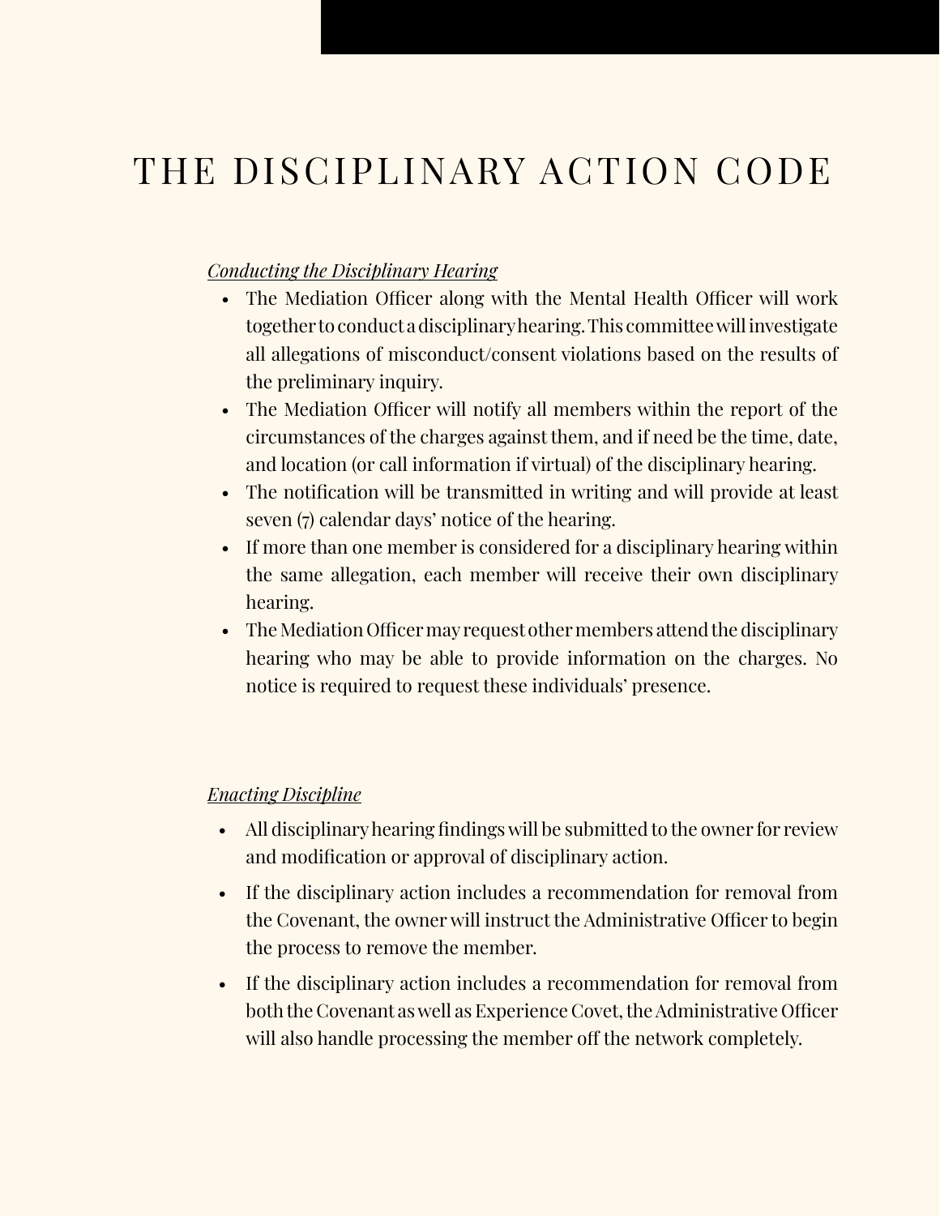# THE DISCIPLINARY ACTION CODE

*Conducting the Disciplinary Hearing*

- The Mediation Officer along with the Mental Health Officer will work together to conduct a disciplinary hearing. This committee will investigate all allegations of misconduct/consent violations based on the results of the preliminary inquiry.
- The Mediation Officer will notify all members within the report of the circumstances of the charges against them, and if need be the time, date, and location (or call information if virtual) of the disciplinary hearing.
- The notification will be transmitted in writing and will provide at least seven (7) calendar days' notice of the hearing.
- If more than one member is considered for a disciplinary hearing within the same allegation, each member will receive their own disciplinary hearing.
- The Mediation Officer may request other members attend the disciplinary hearing who may be able to provide information on the charges. No notice is required to request these individuals' presence.

*Enacting Discipline*

- All disciplinary hearing findings will be submitted to the owner for review and modification or approval of disciplinary action.
- If the disciplinary action includes a recommendation for removal from the Covenant, the owner will instruct the Administrative Officer to begin the process to remove the member.
- If the disciplinary action includes a recommendation for removal from both the Covenant as well as Experience Covet, the Administrative Officer will also handle processing the member off the network completely.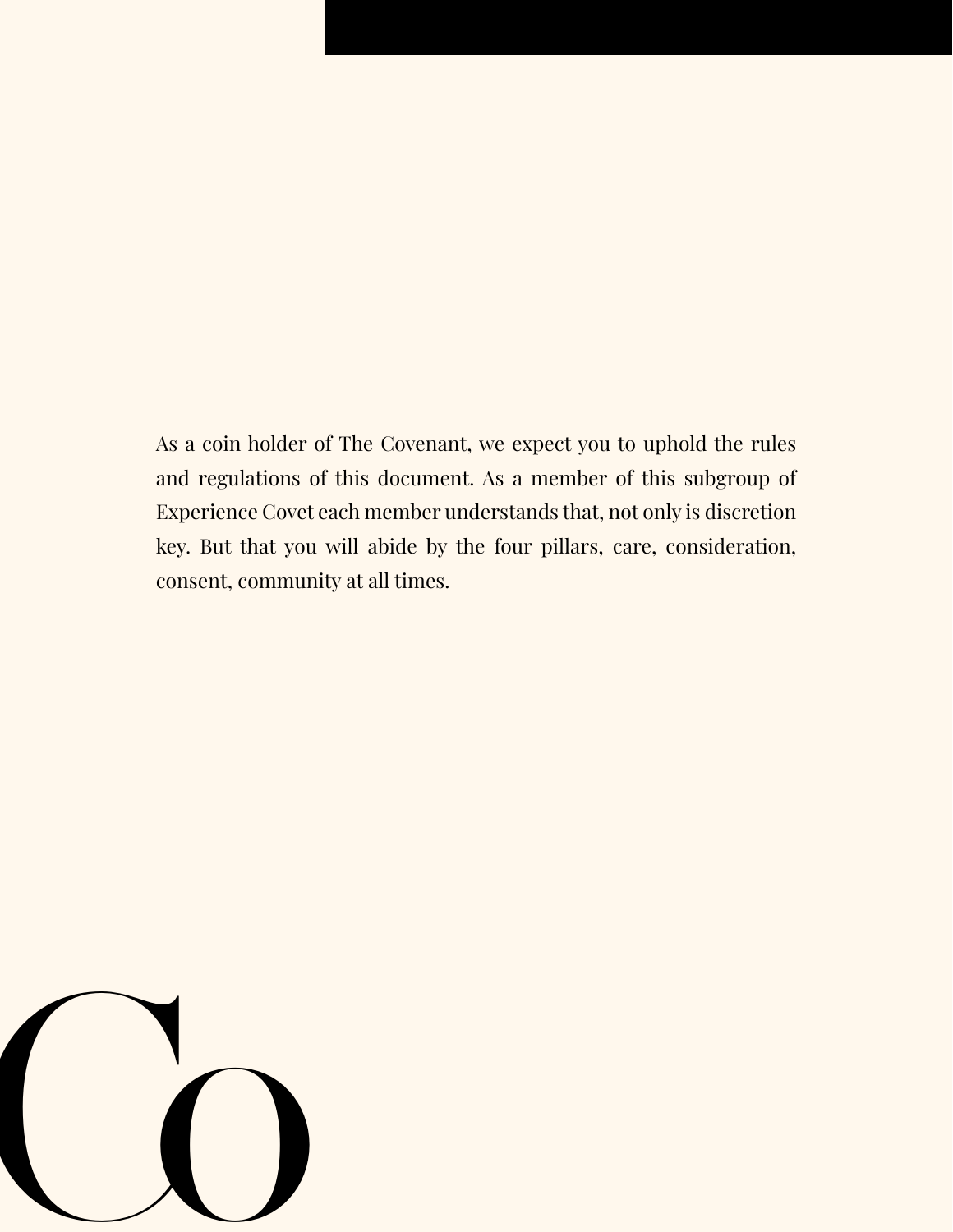As a coin holder of The Covenant, we expect you to uphold the rules and regulations of this document. As a member of this subgroup of Experience Covet each member understands that, not only is discretion key. But that you will abide by the four pillars, care, consideration, consent, community at all times.

Co